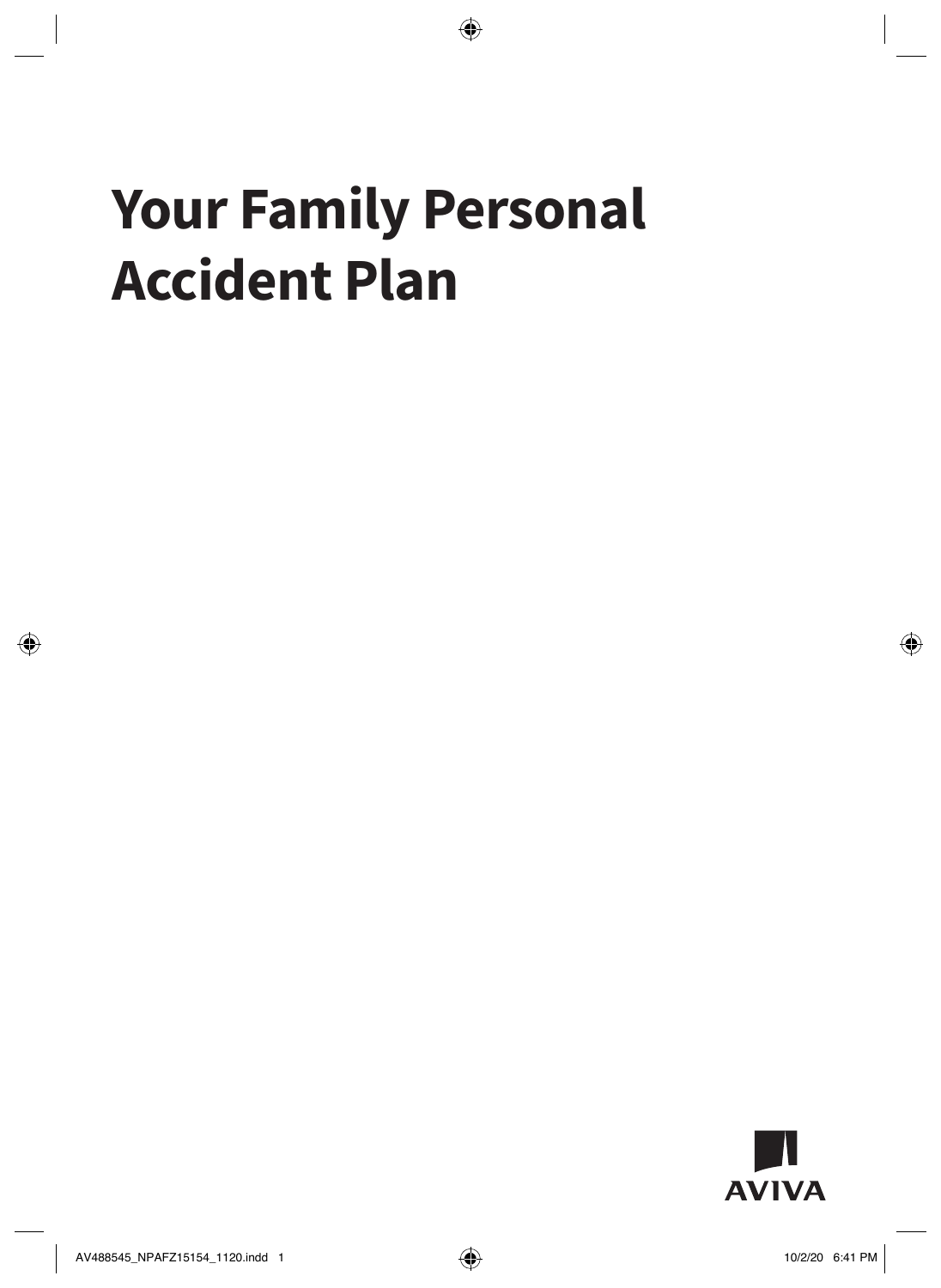# Your Family Personal Accident Plan

AVIVA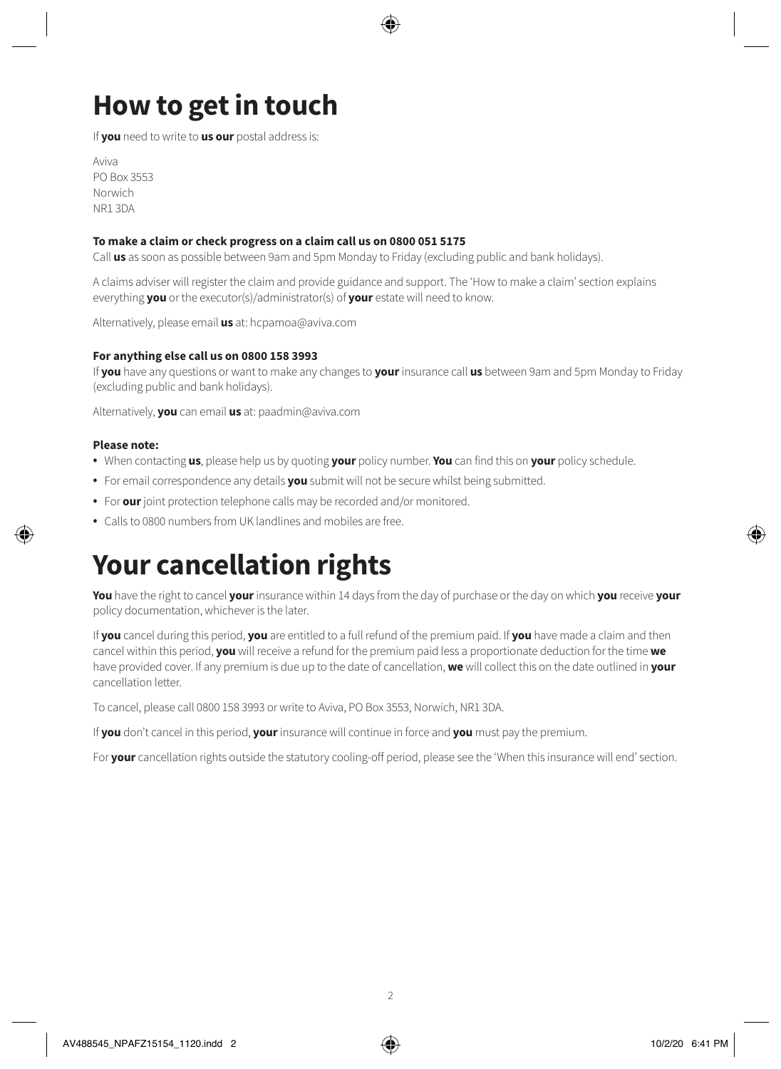# How to get in touch

If **you** need to write to **us our** postal address is:

Aviva
PO Box 3553
Norwich
NR1 3DA

**To make a claim or check progress on a claim call us on 0800 051 5175**

Call **us** as soon as possible between 9am and 5pm Monday to Friday (excluding public and bank holidays).

A claims adviser will register the claim and provide guidance and support. The 'How to make a claim' section explains everything **you** or the executor(s)/administrator(s) of **your** estate will need to know.

Alternatively, please email **us** at: hcpamoa@aviva.com

**For anything else call us on 0800 158 3993**

If **you** have any questions or want to make any changes to **your** insurance call **us** between 9am and 5pm Monday to Friday (excluding public and bank holidays).

Alternatively, **you** can email **us** at: paadmin@aviva.com

**Please note:**

- When contacting **us**, please help us by quoting **your** policy number. **You** can find this on **your** policy schedule.
- For email correspondence any details **you** submit will not be secure whilst being submitted.
- For **our** joint protection telephone calls may be recorded and/or monitored.
- Calls to 0800 numbers from UK landlines and mobiles are free.

# Your cancellation rights

**You** have the right to cancel **your** insurance within 14 days from the day of purchase or the day on which **you** receive **your** policy documentation, whichever is the later.

If **you** cancel during this period, **you** are entitled to a full refund of the premium paid. If **you** have made a claim and then cancel within this period, **you** will receive a refund for the premium paid less a proportionate deduction for the time **we** have provided cover. If any premium is due up to the date of cancellation, **we** will collect this on the date outlined in **your** cancellation letter.

To cancel, please call 0800 158 3993 or write to Aviva, PO Box 3553, Norwich, NR1 3DA.

If **you** don't cancel in this period, **your** insurance will continue in force and **you** must pay the premium.

For **your** cancellation rights outside the statutory cooling-off period, please see the 'When this insurance will end' section.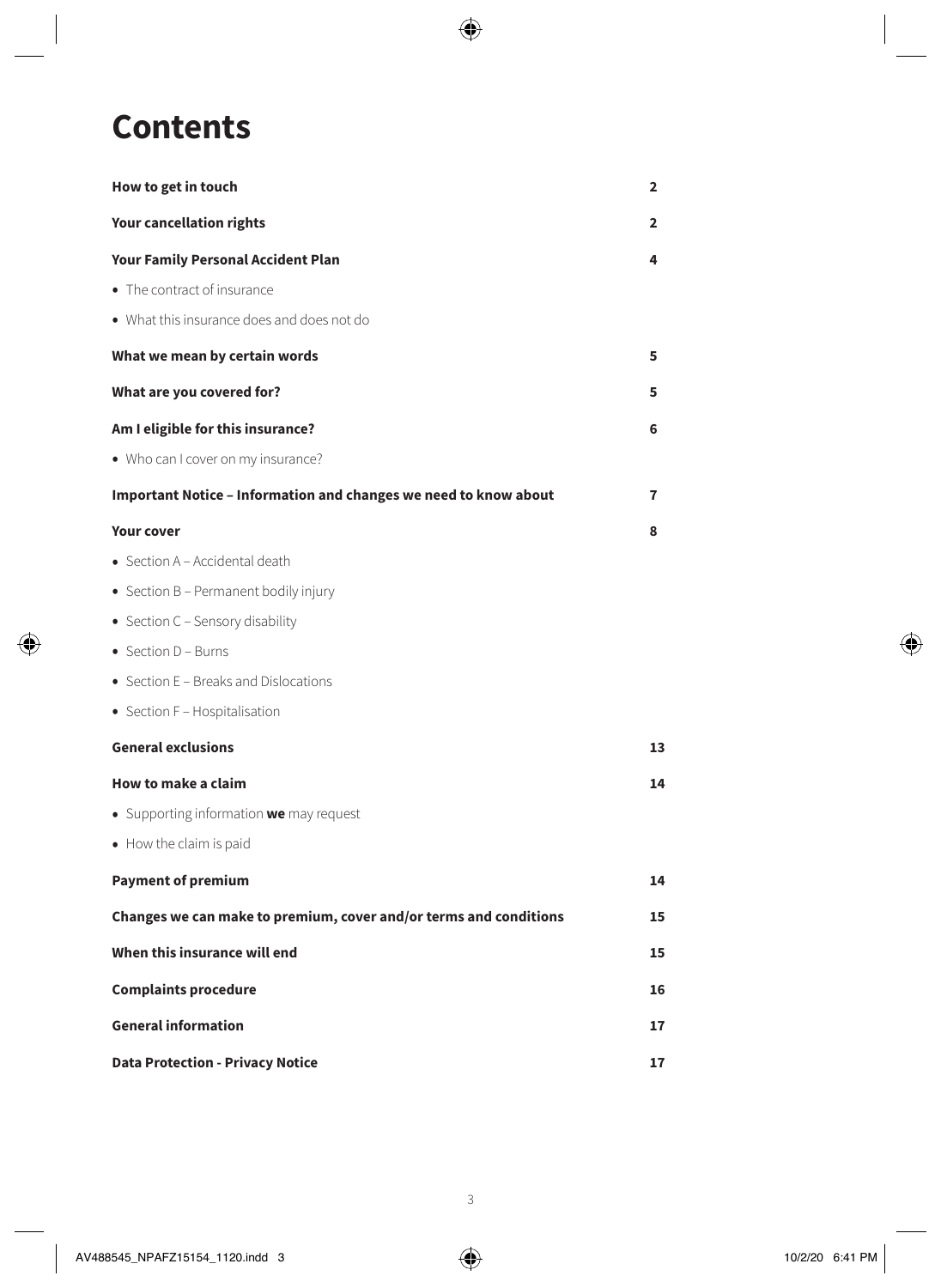# Contents

| | |
|---|---|
| **How to get in touch** | **2** |
| **Your cancellation rights** | **2** |
| **Your Family Personal Accident Plan** | **4** |
| • The contract of insurance | |
| • What this insurance does and does not do | |
| **What we mean by certain words** | **5** |
| **What are you covered for?** | **5** |
| **Am I eligible for this insurance?** | **6** |
| • Who can I cover on my insurance? | |
| **Important Notice – Information and changes we need to know about** | **7** |
| **Your cover** | **8** |
| • Section A – Accidental death | |
| • Section B – Permanent bodily injury | |
| • Section C – Sensory disability | |
| • Section D – Burns | |
| • Section E – Breaks and Dislocations | |
| • Section F – Hospitalisation | |
| **General exclusions** | **13** |
| **How to make a claim** | **14** |
| • Supporting information **we** may request | |
| • How the claim is paid | |
| **Payment of premium** | **14** |
| **Changes we can make to premium, cover and/or terms and conditions** | **15** |
| **When this insurance will end** | **15** |
| **Complaints procedure** | **16** |
| **General information** | **17** |
| **Data Protection - Privacy Notice** | **17** |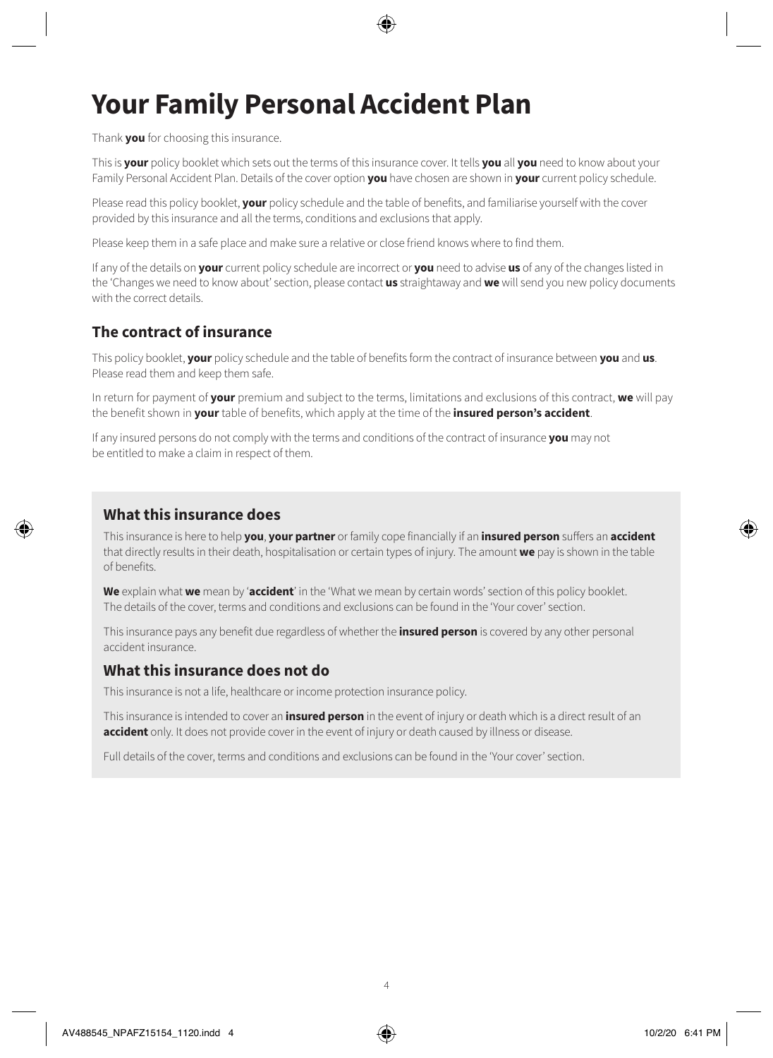# Your Family Personal Accident Plan

Thank **you** for choosing this insurance.

This is **your** policy booklet which sets out the terms of this insurance cover. It tells **you** all **you** need to know about your Family Personal Accident Plan. Details of the cover option **you** have chosen are shown in **your** current policy schedule.

Please read this policy booklet, **your** policy schedule and the table of benefits, and familiarise yourself with the cover provided by this insurance and all the terms, conditions and exclusions that apply.

Please keep them in a safe place and make sure a relative or close friend knows where to find them.

If any of the details on **your** current policy schedule are incorrect or **you** need to advise **us** of any of the changes listed in the 'Changes we need to know about' section, please contact **us** straightaway and **we** will send you new policy documents with the correct details.

## The contract of insurance

This policy booklet, **your** policy schedule and the table of benefits form the contract of insurance between **you** and **us**. Please read them and keep them safe.

In return for payment of **your** premium and subject to the terms, limitations and exclusions of this contract, **we** will pay the benefit shown in **your** table of benefits, which apply at the time of the **insured person's accident**.

If any insured persons do not comply with the terms and conditions of the contract of insurance **you** may not be entitled to make a claim in respect of them.

## What this insurance does

This insurance is here to help **you**, **your partner** or family cope financially if an **insured person** suffers an **accident** that directly results in their death, hospitalisation or certain types of injury. The amount **we** pay is shown in the table of benefits.

**We** explain what **we** mean by '**accident**' in the 'What we mean by certain words' section of this policy booklet. The details of the cover, terms and conditions and exclusions can be found in the 'Your cover' section.

This insurance pays any benefit due regardless of whether the **insured person** is covered by any other personal accident insurance.

## What this insurance does not do

This insurance is not a life, healthcare or income protection insurance policy.

This insurance is intended to cover an **insured person** in the event of injury or death which is a direct result of an **accident** only. It does not provide cover in the event of injury or death caused by illness or disease.

Full details of the cover, terms and conditions and exclusions can be found in the 'Your cover' section.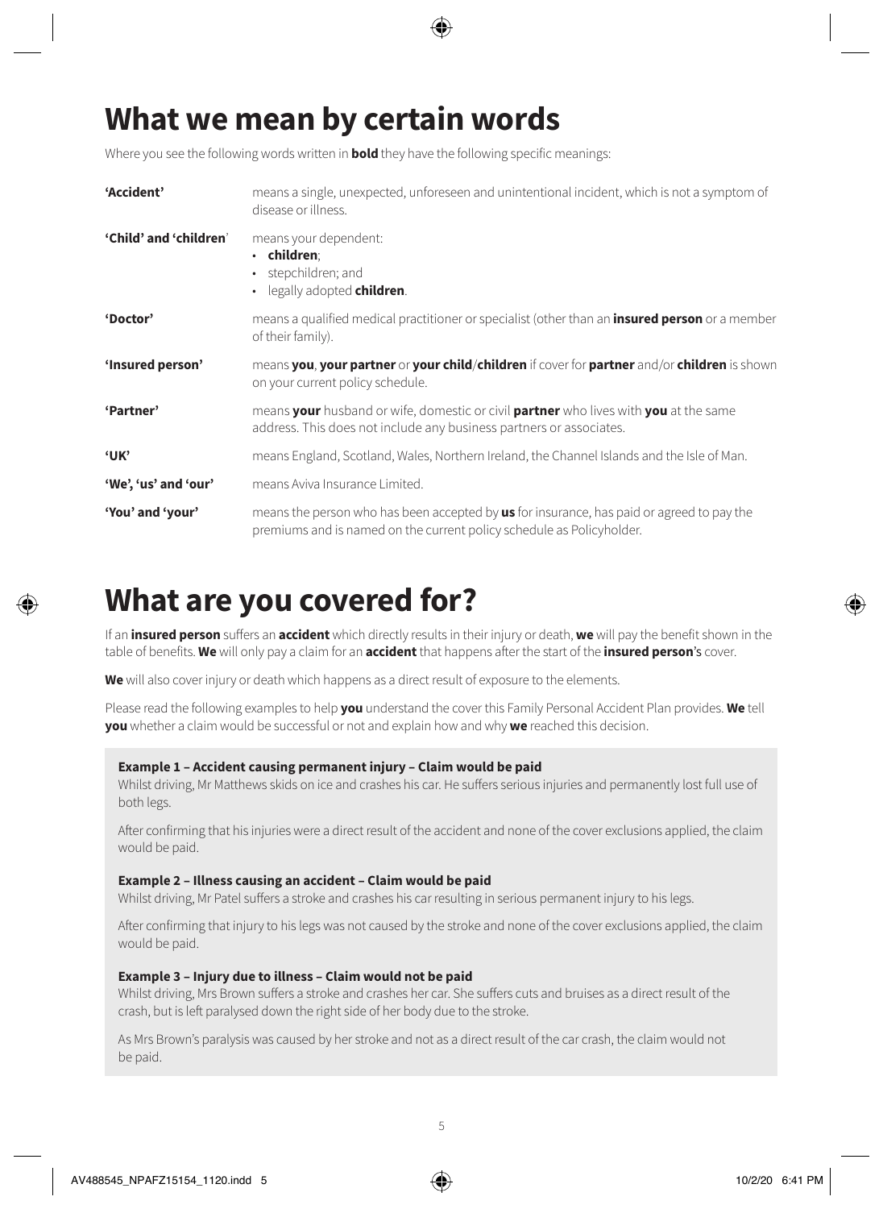# What we mean by certain words

Where you see the following words written in **bold** they have the following specific meanings:

| | |
|---|---|
| **'Accident'** | means a single, unexpected, unforeseen and unintentional incident, which is not a symptom of disease or illness. |
| **'Child' and 'children'** | means your dependent: • **children**; • stepchildren; and • legally adopted **children**. |
| **'Doctor'** | means a qualified medical practitioner or specialist (other than an **insured person** or a member of their family). |
| **'Insured person'** | means **you**, **your partner** or **your child**/**children** if cover for **partner** and/or **children** is shown on your current policy schedule. |
| **'Partner'** | means **your** husband or wife, domestic or civil **partner** who lives with **you** at the same address. This does not include any business partners or associates. |
| **'UK'** | means England, Scotland, Wales, Northern Ireland, the Channel Islands and the Isle of Man. |
| **'We', 'us' and 'our'** | means Aviva Insurance Limited. |
| **'You' and 'your'** | means the person who has been accepted by **us** for insurance, has paid or agreed to pay the premiums and is named on the current policy schedule as Policyholder. |

# What are you covered for?

If an **insured person** suffers an **accident** which directly results in their injury or death, **we** will pay the benefit shown in the table of benefits. **We** will only pay a claim for an **accident** that happens after the start of the **insured person**'s cover.

**We** will also cover injury or death which happens as a direct result of exposure to the elements.

Please read the following examples to help **you** understand the cover this Family Personal Accident Plan provides. **We** tell **you** whether a claim would be successful or not and explain how and why **we** reached this decision.

**Example 1 – Accident causing permanent injury – Claim would be paid**

Whilst driving, Mr Matthews skids on ice and crashes his car. He suffers serious injuries and permanently lost full use of both legs.

After confirming that his injuries were a direct result of the accident and none of the cover exclusions applied, the claim would be paid.

**Example 2 – Illness causing an accident – Claim would be paid**

Whilst driving, Mr Patel suffers a stroke and crashes his car resulting in serious permanent injury to his legs.

After confirming that injury to his legs was not caused by the stroke and none of the cover exclusions applied, the claim would be paid.

**Example 3 – Injury due to illness – Claim would not be paid**

Whilst driving, Mrs Brown suffers a stroke and crashes her car. She suffers cuts and bruises as a direct result of the crash, but is left paralysed down the right side of her body due to the stroke.

As Mrs Brown's paralysis was caused by her stroke and not as a direct result of the car crash, the claim would not be paid.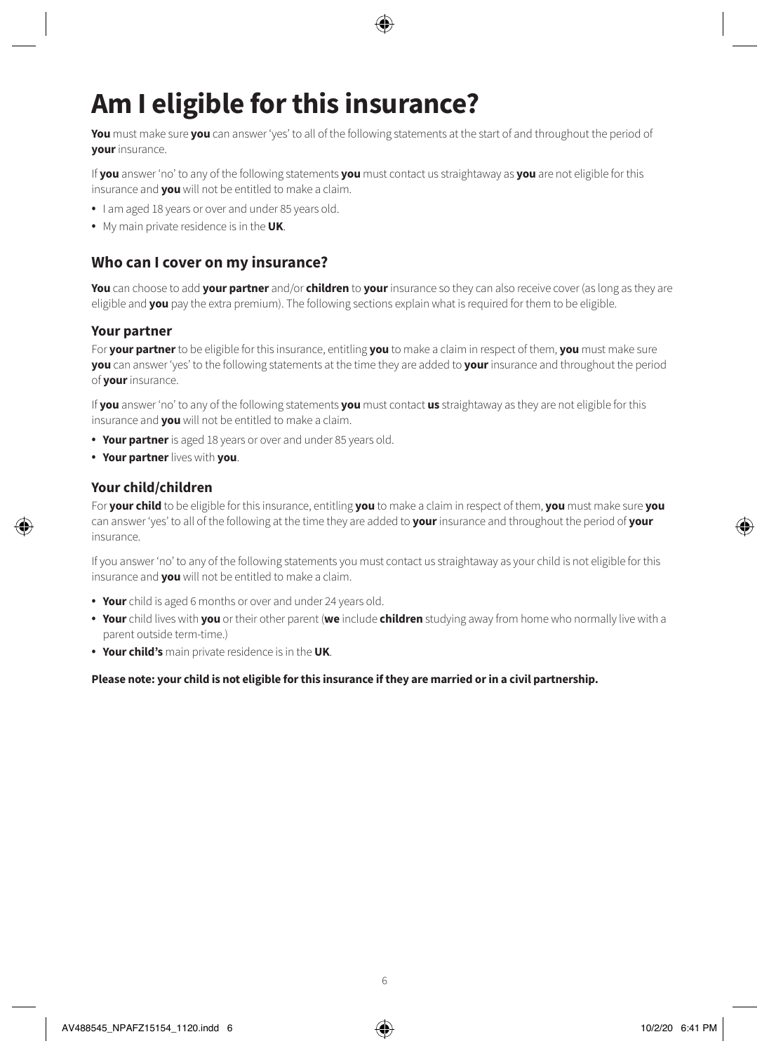# Am I eligible for this insurance?

**You** must make sure **you** can answer 'yes' to all of the following statements at the start of and throughout the period of **your** insurance.

If **you** answer 'no' to any of the following statements **you** must contact us straightaway as **you** are not eligible for this insurance and **you** will not be entitled to make a claim.

- I am aged 18 years or over and under 85 years old.
- My main private residence is in the **UK**.

## Who can I cover on my insurance?

**You** can choose to add **your partner** and/or **children** to **your** insurance so they can also receive cover (as long as they are eligible and **you** pay the extra premium). The following sections explain what is required for them to be eligible.

### Your partner

For **your partner** to be eligible for this insurance, entitling **you** to make a claim in respect of them, **you** must make sure **you** can answer 'yes' to the following statements at the time they are added to **your** insurance and throughout the period of **your** insurance.

If **you** answer 'no' to any of the following statements **you** must contact **us** straightaway as they are not eligible for this insurance and **you** will not be entitled to make a claim.

- **Your partner** is aged 18 years or over and under 85 years old.
- **Your partner** lives with **you**.

### Your child/children

For **your child** to be eligible for this insurance, entitling **you** to make a claim in respect of them, **you** must make sure **you** can answer 'yes' to all of the following at the time they are added to **your** insurance and throughout the period of **your** insurance.

If you answer 'no' to any of the following statements you must contact us straightaway as your child is not eligible for this insurance and **you** will not be entitled to make a claim.

- **Your** child is aged 6 months or over and under 24 years old.
- **Your** child lives with **you** or their other parent (**we** include **children** studying away from home who normally live with a parent outside term-time.)
- **Your child's** main private residence is in the **UK**.

**Please note: your child is not eligible for this insurance if they are married or in a civil partnership.**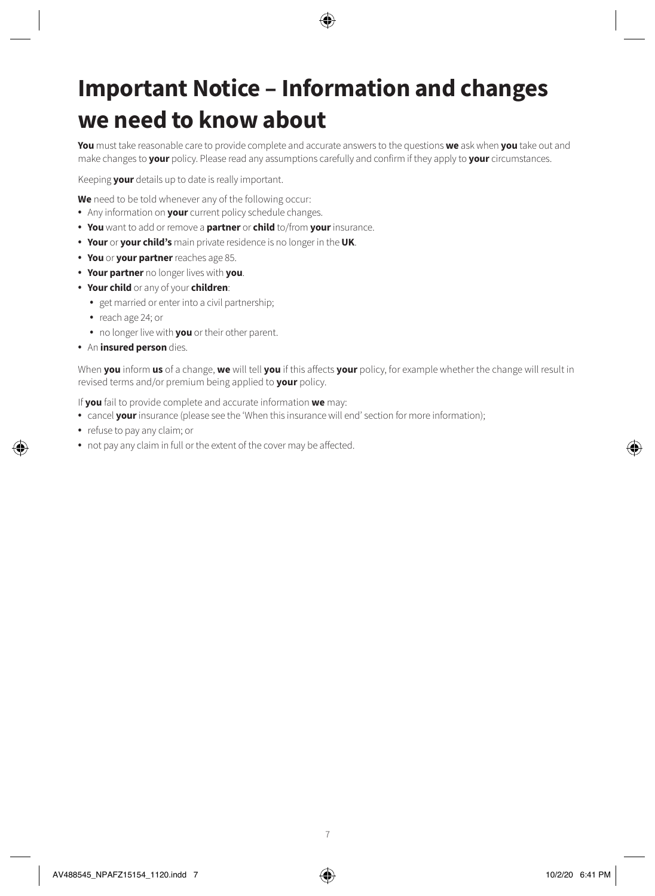# Important Notice – Information and changes we need to know about

**You** must take reasonable care to provide complete and accurate answers to the questions **we** ask when **you** take out and make changes to **your** policy. Please read any assumptions carefully and confirm if they apply to **your** circumstances.

Keeping **your** details up to date is really important.

**We** need to be told whenever any of the following occur:

- Any information on **your** current policy schedule changes.
- **You** want to add or remove a **partner** or **child** to/from **your** insurance.
- **Your** or **your child's** main private residence is no longer in the **UK**.
- **You** or **your partner** reaches age 85.
- **Your partner** no longer lives with **you**.
- **Your child** or any of your **children**:
  - get married or enter into a civil partnership;
  - reach age 24; or
  - no longer live with **you** or their other parent.
- An **insured person** dies.

When **you** inform **us** of a change, **we** will tell **you** if this affects **your** policy, for example whether the change will result in revised terms and/or premium being applied to **your** policy.

If **you** fail to provide complete and accurate information **we** may:

- cancel **your** insurance (please see the 'When this insurance will end' section for more information);
- refuse to pay any claim; or
- not pay any claim in full or the extent of the cover may be affected.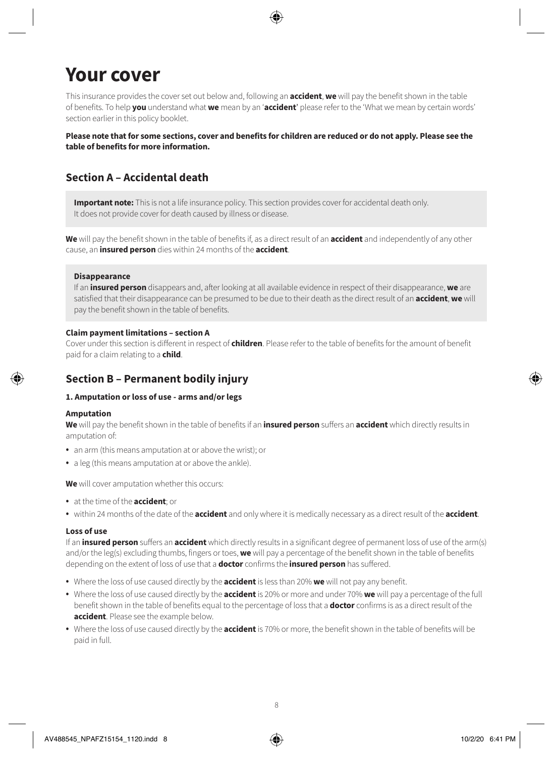# Your cover

This insurance provides the cover set out below and, following an **accident**, **we** will pay the benefit shown in the table of benefits. To help **you** understand what **we** mean by an '**accident**' please refer to the 'What we mean by certain words' section earlier in this policy booklet.

**Please note that for some sections, cover and benefits for children are reduced or do not apply. Please see the table of benefits for more information.**

## Section A – Accidental death

**Important note:** This is not a life insurance policy. This section provides cover for accidental death only. It does not provide cover for death caused by illness or disease.

**We** will pay the benefit shown in the table of benefits if, as a direct result of an **accident** and independently of any other cause, an **insured person** dies within 24 months of the **accident**.

**Disappearance**

If an **insured person** disappears and, after looking at all available evidence in respect of their disappearance, **we** are satisfied that their disappearance can be presumed to be due to their death as the direct result of an **accident**, **we** will pay the benefit shown in the table of benefits.

**Claim payment limitations – section A**

Cover under this section is different in respect of **children**. Please refer to the table of benefits for the amount of benefit paid for a claim relating to a **child**.

## Section B – Permanent bodily injury

**1. Amputation or loss of use - arms and/or legs**

**Amputation**

**We** will pay the benefit shown in the table of benefits if an **insured person** suffers an **accident** which directly results in amputation of:

- an arm (this means amputation at or above the wrist); or
- a leg (this means amputation at or above the ankle).

**We** will cover amputation whether this occurs:

- at the time of the **accident**; or
- within 24 months of the date of the **accident** and only where it is medically necessary as a direct result of the **accident**.

**Loss of use**

If an **insured person** suffers an **accident** which directly results in a significant degree of permanent loss of use of the arm(s) and/or the leg(s) excluding thumbs, fingers or toes, **we** will pay a percentage of the benefit shown in the table of benefits depending on the extent of loss of use that a **doctor** confirms the **insured person** has suffered.

- Where the loss of use caused directly by the **accident** is less than 20% **we** will not pay any benefit.
- Where the loss of use caused directly by the **accident** is 20% or more and under 70% **we** will pay a percentage of the full benefit shown in the table of benefits equal to the percentage of loss that a **doctor** confirms is as a direct result of the **accident**. Please see the example below.
- Where the loss of use caused directly by the **accident** is 70% or more, the benefit shown in the table of benefits will be paid in full.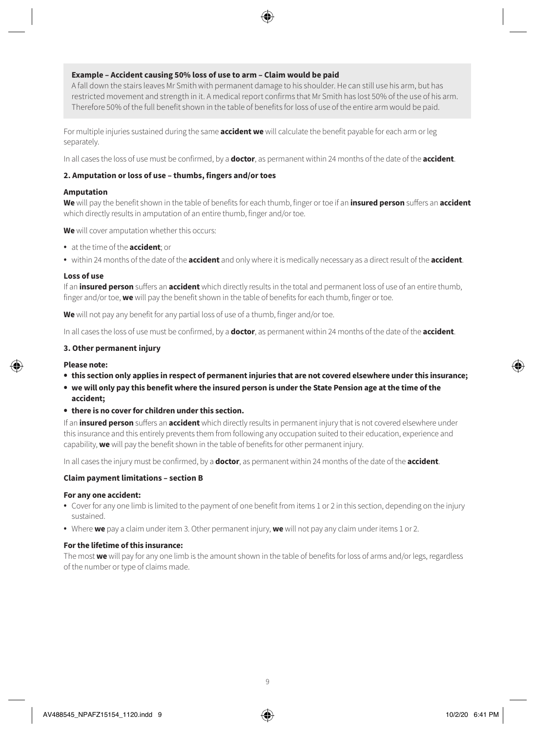**Example – Accident causing 50% loss of use to arm – Claim would be paid**

A fall down the stairs leaves Mr Smith with permanent damage to his shoulder. He can still use his arm, but has restricted movement and strength in it. A medical report confirms that Mr Smith has lost 50% of the use of his arm. Therefore 50% of the full benefit shown in the table of benefits for loss of use of the entire arm would be paid.

For multiple injuries sustained during the same **accident we** will calculate the benefit payable for each arm or leg separately.

In all cases the loss of use must be confirmed, by a **doctor**, as permanent within 24 months of the date of the **accident**.

**2. Amputation or loss of use – thumbs, fingers and/or toes**

**Amputation**

**We** will pay the benefit shown in the table of benefits for each thumb, finger or toe if an **insured person** suffers an **accident** which directly results in amputation of an entire thumb, finger and/or toe.

**We** will cover amputation whether this occurs:

- at the time of the **accident**; or
- within 24 months of the date of the **accident** and only where it is medically necessary as a direct result of the **accident**.

**Loss of use**

If an **insured person** suffers an **accident** which directly results in the total and permanent loss of use of an entire thumb, finger and/or toe, **we** will pay the benefit shown in the table of benefits for each thumb, finger or toe.

**We** will not pay any benefit for any partial loss of use of a thumb, finger and/or toe.

In all cases the loss of use must be confirmed, by a **doctor**, as permanent within 24 months of the date of the **accident**.

**3. Other permanent injury**

**Please note:**

- **this section only applies in respect of permanent injuries that are not covered elsewhere under this insurance;**
- **we will only pay this benefit where the insured person is under the State Pension age at the time of the accident;**
- **there is no cover for children under this section.**

If an **insured person** suffers an **accident** which directly results in permanent injury that is not covered elsewhere under this insurance and this entirely prevents them from following any occupation suited to their education, experience and capability, **we** will pay the benefit shown in the table of benefits for other permanent injury.

In all cases the injury must be confirmed, by a **doctor**, as permanent within 24 months of the date of the **accident**.

**Claim payment limitations – section B**

**For any one accident:**

- Cover for any one limb is limited to the payment of one benefit from items 1 or 2 in this section, depending on the injury sustained.
- Where **we** pay a claim under item 3. Other permanent injury, **we** will not pay any claim under items 1 or 2.

**For the lifetime of this insurance:**

The most **we** will pay for any one limb is the amount shown in the table of benefits for loss of arms and/or legs, regardless of the number or type of claims made.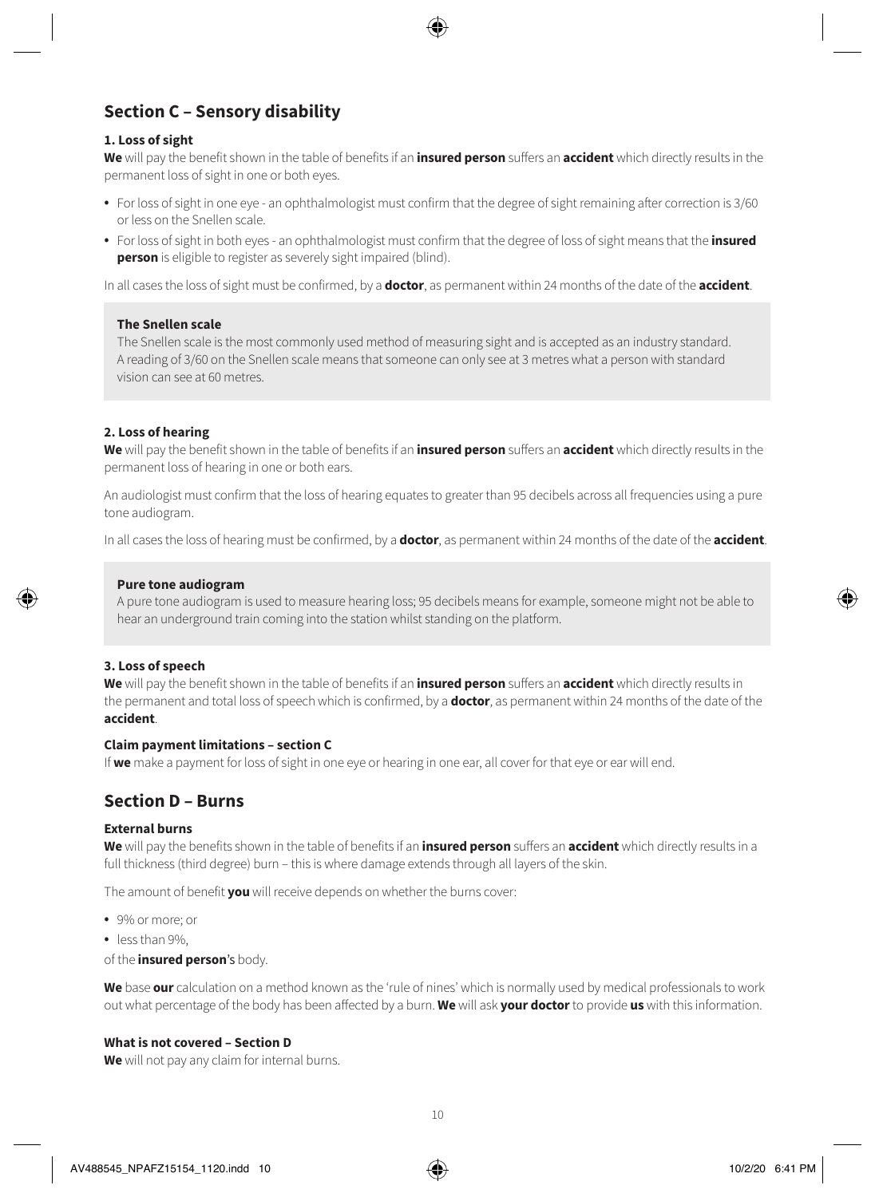## Section C – Sensory disability

### 1. Loss of sight

**We** will pay the benefit shown in the table of benefits if an **insured person** suffers an **accident** which directly results in the permanent loss of sight in one or both eyes.

- For loss of sight in one eye - an ophthalmologist must confirm that the degree of sight remaining after correction is 3/60 or less on the Snellen scale.
- For loss of sight in both eyes - an ophthalmologist must confirm that the degree of loss of sight means that the **insured person** is eligible to register as severely sight impaired (blind).

In all cases the loss of sight must be confirmed, by a **doctor**, as permanent within 24 months of the date of the **accident**.

**The Snellen scale**

The Snellen scale is the most commonly used method of measuring sight and is accepted as an industry standard. A reading of 3/60 on the Snellen scale means that someone can only see at 3 metres what a person with standard vision can see at 60 metres.

### 2. Loss of hearing

**We** will pay the benefit shown in the table of benefits if an **insured person** suffers an **accident** which directly results in the permanent loss of hearing in one or both ears.

An audiologist must confirm that the loss of hearing equates to greater than 95 decibels across all frequencies using a pure tone audiogram.

In all cases the loss of hearing must be confirmed, by a **doctor**, as permanent within 24 months of the date of the **accident**.

**Pure tone audiogram**

A pure tone audiogram is used to measure hearing loss; 95 decibels means for example, someone might not be able to hear an underground train coming into the station whilst standing on the platform.

### 3. Loss of speech

**We** will pay the benefit shown in the table of benefits if an **insured person** suffers an **accident** which directly results in the permanent and total loss of speech which is confirmed, by a **doctor**, as permanent within 24 months of the date of the **accident**.

**Claim payment limitations – section C**

If **we** make a payment for loss of sight in one eye or hearing in one ear, all cover for that eye or ear will end.

## Section D – Burns

**External burns**

**We** will pay the benefits shown in the table of benefits if an **insured person** suffers an **accident** which directly results in a full thickness (third degree) burn – this is where damage extends through all layers of the skin.

The amount of benefit **you** will receive depends on whether the burns cover:

- 9% or more; or
- less than 9%,

of the **insured person**'s body.

**We** base **our** calculation on a method known as the 'rule of nines' which is normally used by medical professionals to work out what percentage of the body has been affected by a burn. **We** will ask **your doctor** to provide **us** with this information.

**What is not covered – Section D**

**We** will not pay any claim for internal burns.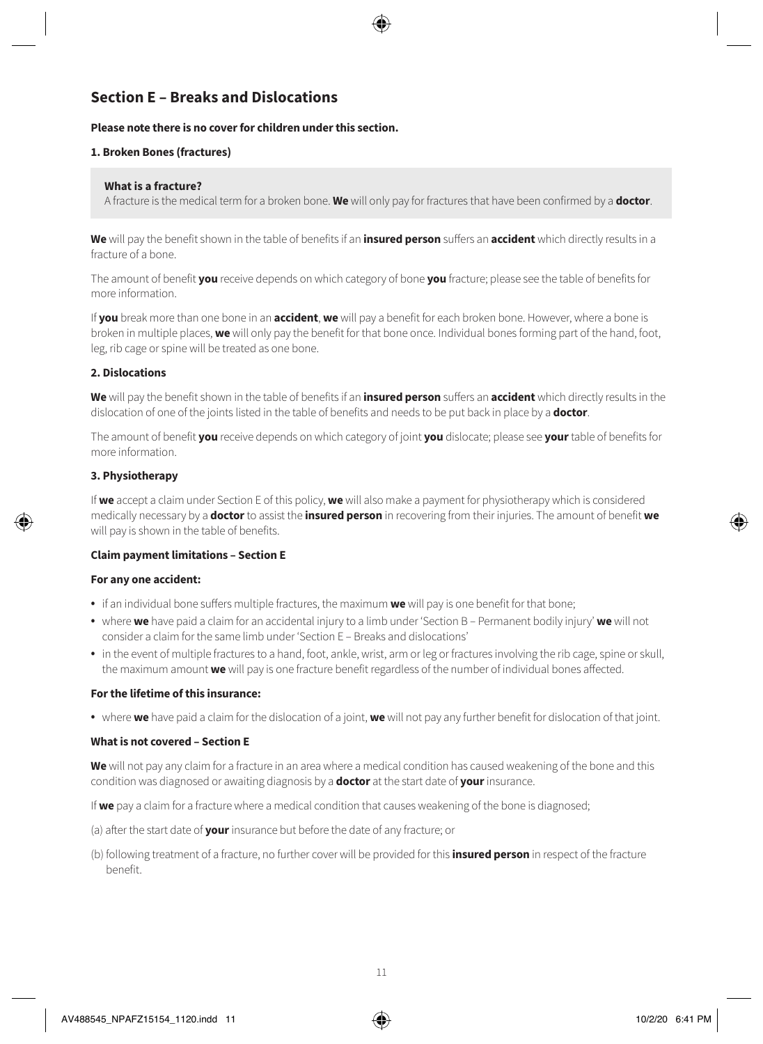## Section E – Breaks and Dislocations

**Please note there is no cover for children under this section.**

**1. Broken Bones (fractures)**

**What is a fracture?**
A fracture is the medical term for a broken bone. **We** will only pay for fractures that have been confirmed by a **doctor**.

**We** will pay the benefit shown in the table of benefits if an **insured person** suffers an **accident** which directly results in a fracture of a bone.

The amount of benefit **you** receive depends on which category of bone **you** fracture; please see the table of benefits for more information.

If **you** break more than one bone in an **accident**, **we** will pay a benefit for each broken bone. However, where a bone is broken in multiple places, **we** will only pay the benefit for that bone once. Individual bones forming part of the hand, foot, leg, rib cage or spine will be treated as one bone.

**2. Dislocations**

**We** will pay the benefit shown in the table of benefits if an **insured person** suffers an **accident** which directly results in the dislocation of one of the joints listed in the table of benefits and needs to be put back in place by a **doctor**.

The amount of benefit **you** receive depends on which category of joint **you** dislocate; please see **your** table of benefits for more information.

**3. Physiotherapy**

If **we** accept a claim under Section E of this policy, **we** will also make a payment for physiotherapy which is considered medically necessary by a **doctor** to assist the **insured person** in recovering from their injuries. The amount of benefit **we** will pay is shown in the table of benefits.

**Claim payment limitations – Section E**

**For any one accident:**

- if an individual bone suffers multiple fractures, the maximum **we** will pay is one benefit for that bone;
- where **we** have paid a claim for an accidental injury to a limb under 'Section B – Permanent bodily injury' **we** will not consider a claim for the same limb under 'Section E – Breaks and dislocations'
- in the event of multiple fractures to a hand, foot, ankle, wrist, arm or leg or fractures involving the rib cage, spine or skull, the maximum amount **we** will pay is one fracture benefit regardless of the number of individual bones affected.

**For the lifetime of this insurance:**

- where **we** have paid a claim for the dislocation of a joint, **we** will not pay any further benefit for dislocation of that joint.

**What is not covered – Section E**

**We** will not pay any claim for a fracture in an area where a medical condition has caused weakening of the bone and this condition was diagnosed or awaiting diagnosis by a **doctor** at the start date of **your** insurance.

If **we** pay a claim for a fracture where a medical condition that causes weakening of the bone is diagnosed;

(a) after the start date of **your** insurance but before the date of any fracture; or

(b) following treatment of a fracture, no further cover will be provided for this **insured person** in respect of the fracture benefit.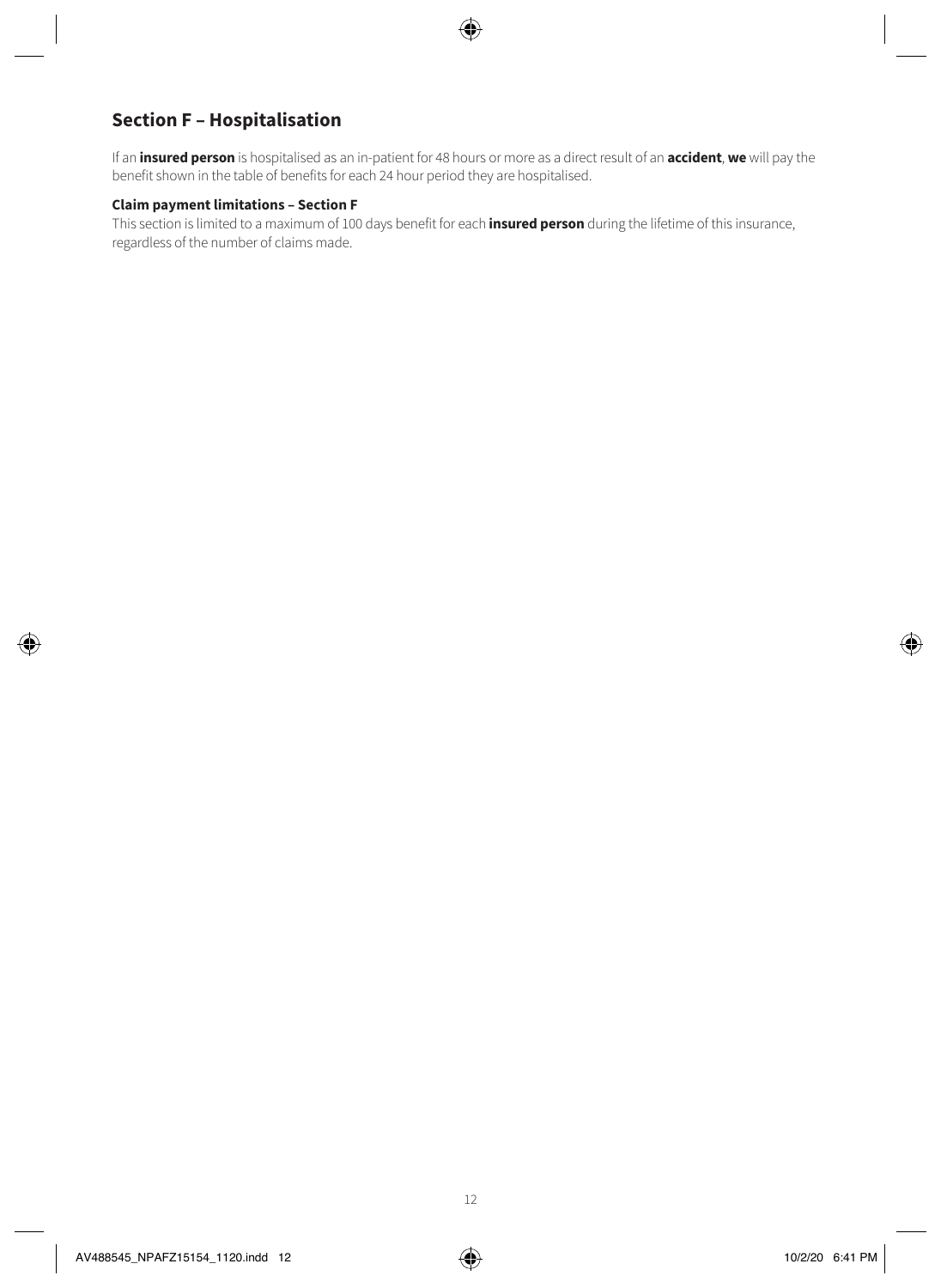## Section F – Hospitalisation

If an **insured person** is hospitalised as an in-patient for 48 hours or more as a direct result of an **accident**, **we** will pay the benefit shown in the table of benefits for each 24 hour period they are hospitalised.

**Claim payment limitations – Section F**

This section is limited to a maximum of 100 days benefit for each **insured person** during the lifetime of this insurance, regardless of the number of claims made.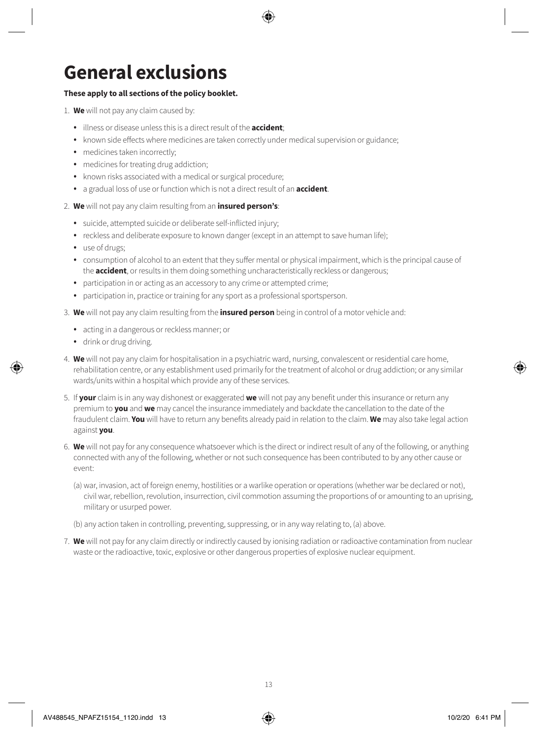# General exclusions

**These apply to all sections of the policy booklet.**

1. **We** will not pay any claim caused by:
   - illness or disease unless this is a direct result of the **accident**;
   - known side effects where medicines are taken correctly under medical supervision or guidance;
   - medicines taken incorrectly;
   - medicines for treating drug addiction;
   - known risks associated with a medical or surgical procedure;
   - a gradual loss of use or function which is not a direct result of an **accident**.
2. **We** will not pay any claim resulting from an **insured person's**:
   - suicide, attempted suicide or deliberate self-inflicted injury;
   - reckless and deliberate exposure to known danger (except in an attempt to save human life);
   - use of drugs;
   - consumption of alcohol to an extent that they suffer mental or physical impairment, which is the principal cause of the **accident**, or results in them doing something uncharacteristically reckless or dangerous;
   - participation in or acting as an accessory to any crime or attempted crime;
   - participation in, practice or training for any sport as a professional sportsperson.
3. **We** will not pay any claim resulting from the **insured person** being in control of a motor vehicle and:
   - acting in a dangerous or reckless manner; or
   - drink or drug driving.
4. **We** will not pay any claim for hospitalisation in a psychiatric ward, nursing, convalescent or residential care home, rehabilitation centre, or any establishment used primarily for the treatment of alcohol or drug addiction; or any similar wards/units within a hospital which provide any of these services.
5. If **your** claim is in any way dishonest or exaggerated **we** will not pay any benefit under this insurance or return any premium to **you** and **we** may cancel the insurance immediately and backdate the cancellation to the date of the fraudulent claim. **You** will have to return any benefits already paid in relation to the claim. **We** may also take legal action against **you**.
6. **We** will not pay for any consequence whatsoever which is the direct or indirect result of any of the following, or anything connected with any of the following, whether or not such consequence has been contributed to by any other cause or event:

   (a) war, invasion, act of foreign enemy, hostilities or a warlike operation or operations (whether war be declared or not), civil war, rebellion, revolution, insurrection, civil commotion assuming the proportions of or amounting to an uprising, military or usurped power.

   (b) any action taken in controlling, preventing, suppressing, or in any way relating to, (a) above.
7. **We** will not pay for any claim directly or indirectly caused by ionising radiation or radioactive contamination from nuclear waste or the radioactive, toxic, explosive or other dangerous properties of explosive nuclear equipment.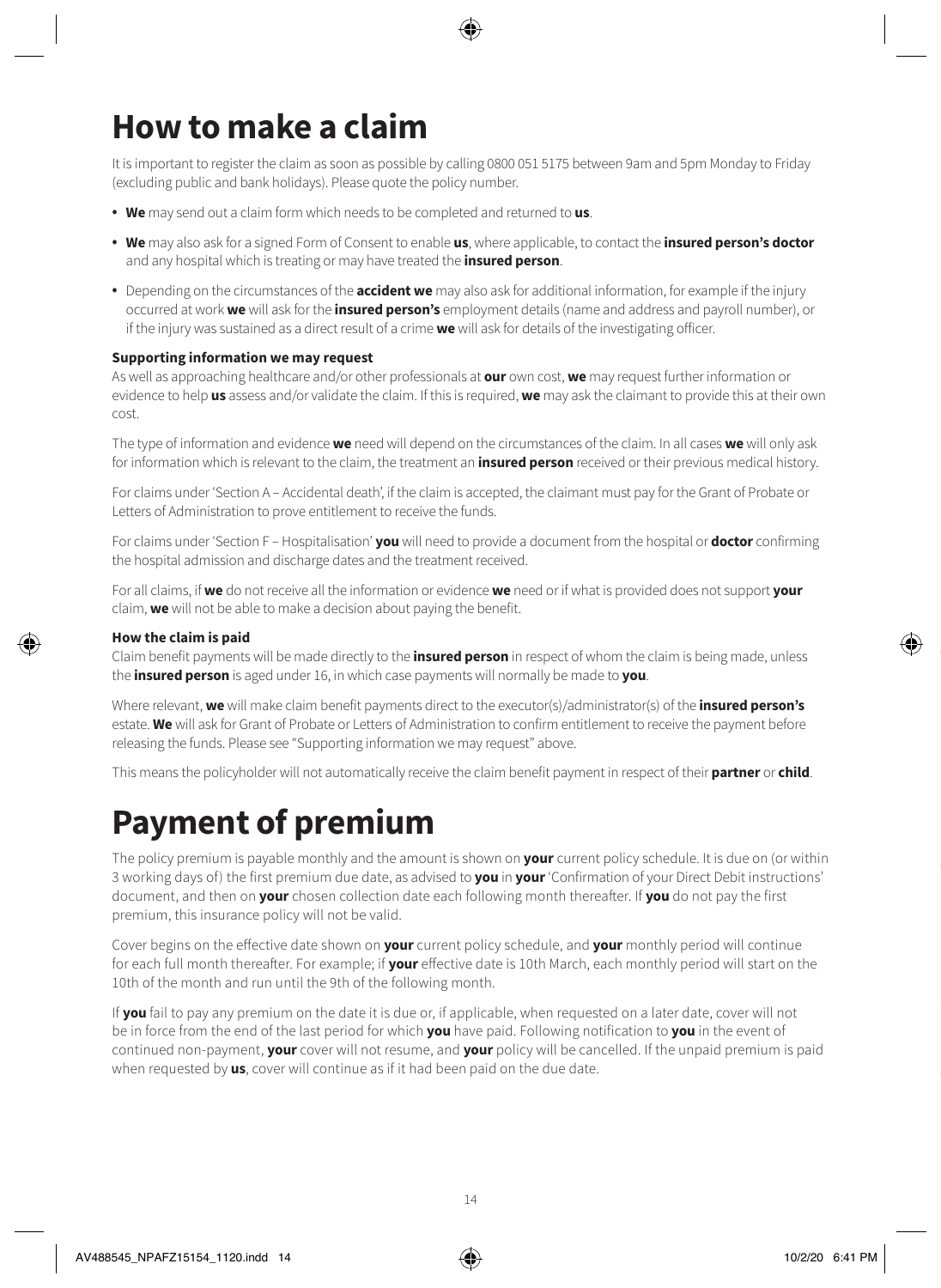# How to make a claim

It is important to register the claim as soon as possible by calling 0800 051 5175 between 9am and 5pm Monday to Friday (excluding public and bank holidays). Please quote the policy number.

- **We** may send out a claim form which needs to be completed and returned to **us**.
- **We** may also ask for a signed Form of Consent to enable **us**, where applicable, to contact the **insured person's doctor** and any hospital which is treating or may have treated the **insured person**.
- Depending on the circumstances of the **accident we** may also ask for additional information, for example if the injury occurred at work **we** will ask for the **insured person's** employment details (name and address and payroll number), or if the injury was sustained as a direct result of a crime **we** will ask for details of the investigating officer.

### Supporting information we may request

As well as approaching healthcare and/or other professionals at **our** own cost, **we** may request further information or evidence to help **us** assess and/or validate the claim. If this is required, **we** may ask the claimant to provide this at their own cost.

The type of information and evidence **we** need will depend on the circumstances of the claim. In all cases **we** will only ask for information which is relevant to the claim, the treatment an **insured person** received or their previous medical history.

For claims under 'Section A – Accidental death', if the claim is accepted, the claimant must pay for the Grant of Probate or Letters of Administration to prove entitlement to receive the funds.

For claims under 'Section F – Hospitalisation' **you** will need to provide a document from the hospital or **doctor** confirming the hospital admission and discharge dates and the treatment received.

For all claims, if **we** do not receive all the information or evidence **we** need or if what is provided does not support **your** claim, **we** will not be able to make a decision about paying the benefit.

### How the claim is paid

Claim benefit payments will be made directly to the **insured person** in respect of whom the claim is being made, unless the **insured person** is aged under 16, in which case payments will normally be made to **you**.

Where relevant, **we** will make claim benefit payments direct to the executor(s)/administrator(s) of the **insured person's** estate. **We** will ask for Grant of Probate or Letters of Administration to confirm entitlement to receive the payment before releasing the funds. Please see "Supporting information we may request" above.

This means the policyholder will not automatically receive the claim benefit payment in respect of their **partner** or **child**.

# Payment of premium

The policy premium is payable monthly and the amount is shown on **your** current policy schedule. It is due on (or within 3 working days of) the first premium due date, as advised to **you** in **your** 'Confirmation of your Direct Debit instructions' document, and then on **your** chosen collection date each following month thereafter. If **you** do not pay the first premium, this insurance policy will not be valid.

Cover begins on the effective date shown on **your** current policy schedule, and **your** monthly period will continue for each full month thereafter. For example; if **your** effective date is 10th March, each monthly period will start on the 10th of the month and run until the 9th of the following month.

If **you** fail to pay any premium on the date it is due or, if applicable, when requested on a later date, cover will not be in force from the end of the last period for which **you** have paid. Following notification to **you** in the event of continued non-payment, **your** cover will not resume, and **your** policy will be cancelled. If the unpaid premium is paid when requested by **us**, cover will continue as if it had been paid on the due date.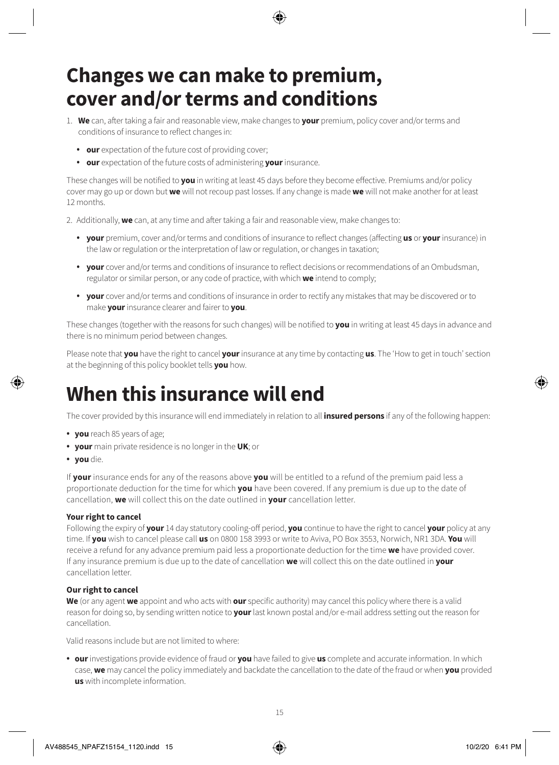# Changes we can make to premium, cover and/or terms and conditions

1. **We** can, after taking a fair and reasonable view, make changes to **your** premium, policy cover and/or terms and conditions of insurance to reflect changes in:

   - **our** expectation of the future cost of providing cover;
   - **our** expectation of the future costs of administering **your** insurance.

These changes will be notified to **you** in writing at least 45 days before they become effective. Premiums and/or policy cover may go up or down but **we** will not recoup past losses. If any change is made **we** will not make another for at least 12 months.

2. Additionally, **we** can, at any time and after taking a fair and reasonable view, make changes to:

   - **your** premium, cover and/or terms and conditions of insurance to reflect changes (affecting **us** or **your** insurance) in the law or regulation or the interpretation of law or regulation, or changes in taxation;
   - **your** cover and/or terms and conditions of insurance to reflect decisions or recommendations of an Ombudsman, regulator or similar person, or any code of practice, with which **we** intend to comply;
   - **your** cover and/or terms and conditions of insurance in order to rectify any mistakes that may be discovered or to make **your** insurance clearer and fairer to **you**.

These changes (together with the reasons for such changes) will be notified to **you** in writing at least 45 days in advance and there is no minimum period between changes.

Please note that **you** have the right to cancel **your** insurance at any time by contacting **us**. The 'How to get in touch' section at the beginning of this policy booklet tells **you** how.

# When this insurance will end

The cover provided by this insurance will end immediately in relation to all **insured persons** if any of the following happen:

- **you** reach 85 years of age;
- **your** main private residence is no longer in the **UK**; or
- **you** die.

If **your** insurance ends for any of the reasons above **you** will be entitled to a refund of the premium paid less a proportionate deduction for the time for which **you** have been covered. If any premium is due up to the date of cancellation, **we** will collect this on the date outlined in **your** cancellation letter.

**Your right to cancel**

Following the expiry of **your** 14 day statutory cooling-off period, **you** continue to have the right to cancel **your** policy at any time. If **you** wish to cancel please call **us** on 0800 158 3993 or write to Aviva, PO Box 3553, Norwich, NR1 3DA. **You** will receive a refund for any advance premium paid less a proportionate deduction for the time **we** have provided cover. If any insurance premium is due up to the date of cancellation **we** will collect this on the date outlined in **your** cancellation letter.

**Our right to cancel**

**We** (or any agent **we** appoint and who acts with **our** specific authority) may cancel this policy where there is a valid reason for doing so, by sending written notice to **your** last known postal and/or e-mail address setting out the reason for cancellation.

Valid reasons include but are not limited to where:

- **our** investigations provide evidence of fraud or **you** have failed to give **us** complete and accurate information. In which case, **we** may cancel the policy immediately and backdate the cancellation to the date of the fraud or when **you** provided **us** with incomplete information.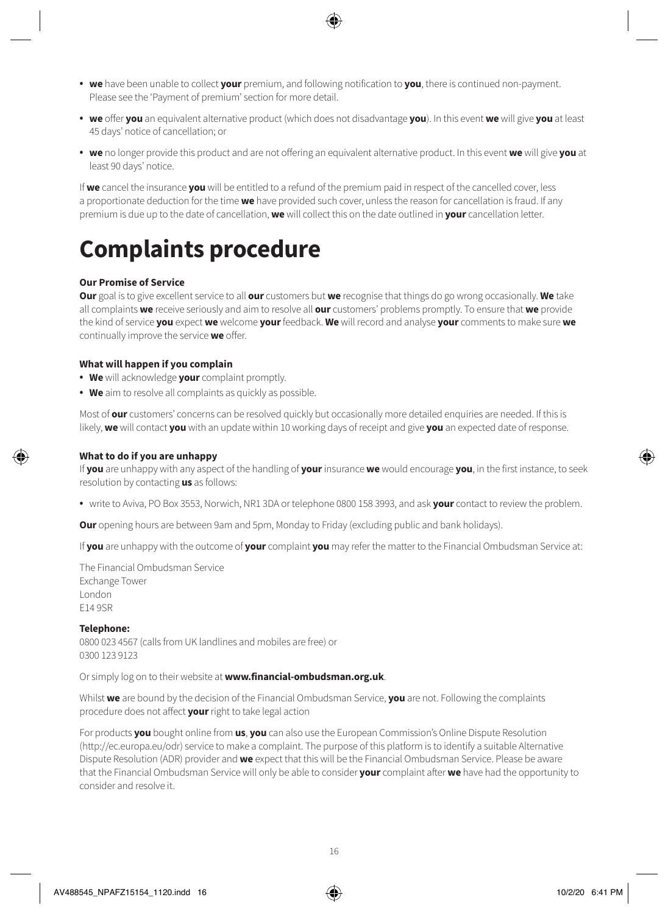- **we** have been unable to collect **your** premium, and following notification to **you**, there is continued non-payment. Please see the 'Payment of premium' section for more detail.
- **we** offer **you** an equivalent alternative product (which does not disadvantage **you**). In this event **we** will give **you** at least 45 days' notice of cancellation; or
- **we** no longer provide this product and are not offering an equivalent alternative product. In this event **we** will give **you** at least 90 days' notice.

If **we** cancel the insurance **you** will be entitled to a refund of the premium paid in respect of the cancelled cover, less a proportionate deduction for the time **we** have provided such cover, unless the reason for cancellation is fraud. If any premium is due up to the date of cancellation, **we** will collect this on the date outlined in **your** cancellation letter.

# Complaints procedure

**Our Promise of Service**

**Our** goal is to give excellent service to all **our** customers but **we** recognise that things do go wrong occasionally. **We** take all complaints **we** receive seriously and aim to resolve all **our** customers' problems promptly. To ensure that **we** provide the kind of service **you** expect **we** welcome **your** feedback. **We** will record and analyse **your** comments to make sure **we** continually improve the service **we** offer.

**What will happen if you complain**

- **We** will acknowledge **your** complaint promptly.
- **We** aim to resolve all complaints as quickly as possible.

Most of **our** customers' concerns can be resolved quickly but occasionally more detailed enquiries are needed. If this is likely, **we** will contact **you** with an update within 10 working days of receipt and give **you** an expected date of response.

**What to do if you are unhappy**

If **you** are unhappy with any aspect of the handling of **your** insurance **we** would encourage **you**, in the first instance, to seek resolution by contacting **us** as follows:

- write to Aviva, PO Box 3553, Norwich, NR1 3DA or telephone 0800 158 3993, and ask **your** contact to review the problem.

**Our** opening hours are between 9am and 5pm, Monday to Friday (excluding public and bank holidays).

If **you** are unhappy with the outcome of **your** complaint **you** may refer the matter to the Financial Ombudsman Service at:

The Financial Ombudsman Service
Exchange Tower
London
E14 9SR

**Telephone:**
0800 023 4567 (calls from UK landlines and mobiles are free) or
0300 123 9123

Or simply log on to their website at **www.financial-ombudsman.org.uk**.

Whilst **we** are bound by the decision of the Financial Ombudsman Service, **you** are not. Following the complaints procedure does not affect **your** right to take legal action

For products **you** bought online from **us**, **you** can also use the European Commission's Online Dispute Resolution (http://ec.europa.eu/odr) service to make a complaint. The purpose of this platform is to identify a suitable Alternative Dispute Resolution (ADR) provider and **we** expect that this will be the Financial Ombudsman Service. Please be aware that the Financial Ombudsman Service will only be able to consider **your** complaint after **we** have had the opportunity to consider and resolve it.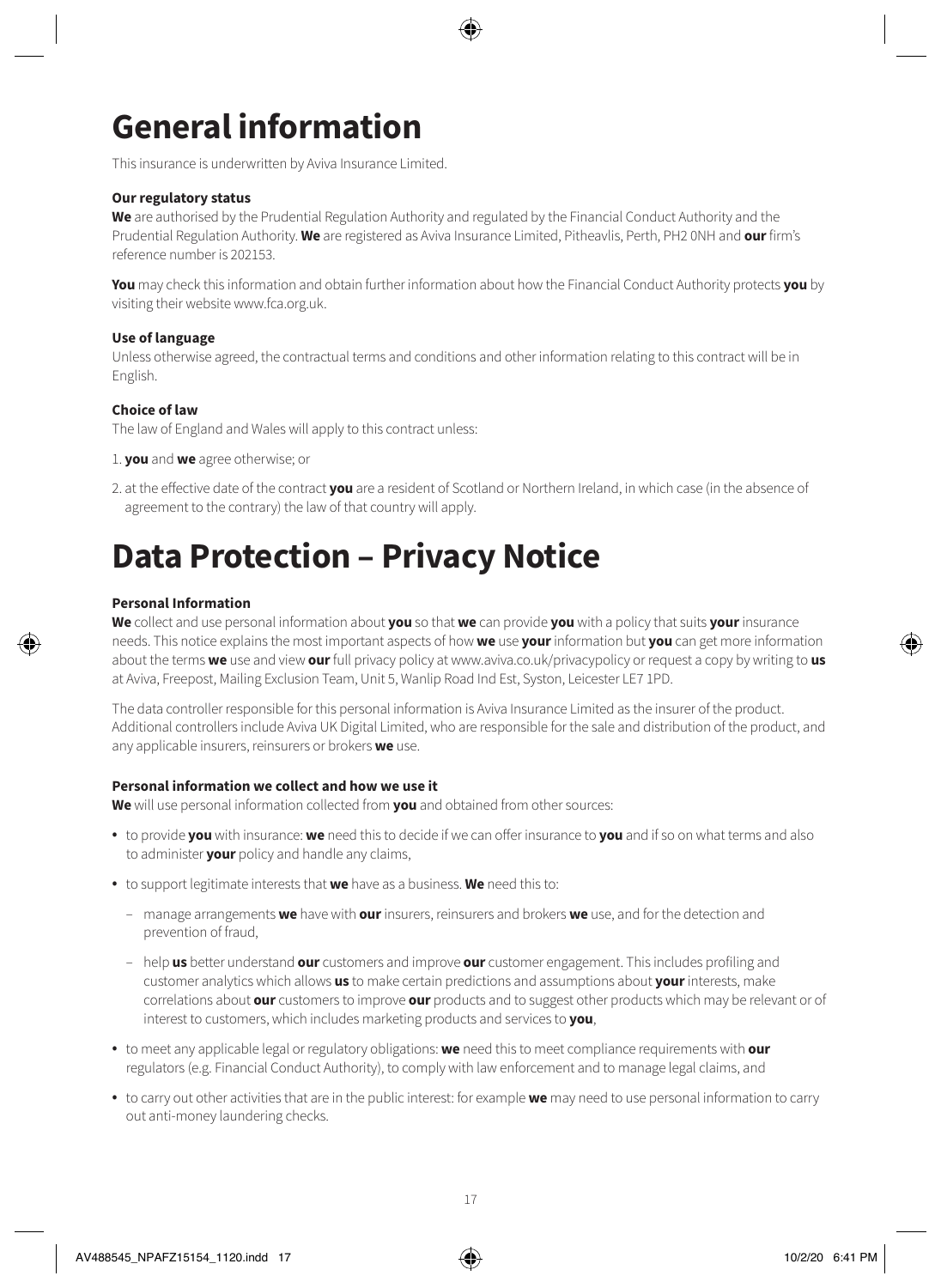# General information

This insurance is underwritten by Aviva Insurance Limited.

**Our regulatory status**

**We** are authorised by the Prudential Regulation Authority and regulated by the Financial Conduct Authority and the Prudential Regulation Authority. **We** are registered as Aviva Insurance Limited, Pitheavlis, Perth, PH2 0NH and **our** firm's reference number is 202153.

**You** may check this information and obtain further information about how the Financial Conduct Authority protects **you** by visiting their website www.fca.org.uk.

**Use of language**

Unless otherwise agreed, the contractual terms and conditions and other information relating to this contract will be in English.

**Choice of law**

The law of England and Wales will apply to this contract unless:

1. **you** and **we** agree otherwise; or
2. at the effective date of the contract **you** are a resident of Scotland or Northern Ireland, in which case (in the absence of agreement to the contrary) the law of that country will apply.

# Data Protection – Privacy Notice

**Personal Information**

**We** collect and use personal information about **you** so that **we** can provide **you** with a policy that suits **your** insurance needs. This notice explains the most important aspects of how **we** use **your** information but **you** can get more information about the terms **we** use and view **our** full privacy policy at www.aviva.co.uk/privacypolicy or request a copy by writing to **us** at Aviva, Freepost, Mailing Exclusion Team, Unit 5, Wanlip Road Ind Est, Syston, Leicester LE7 1PD.

The data controller responsible for this personal information is Aviva Insurance Limited as the insurer of the product. Additional controllers include Aviva UK Digital Limited, who are responsible for the sale and distribution of the product, and any applicable insurers, reinsurers or brokers **we** use.

**Personal information we collect and how we use it**

**We** will use personal information collected from **you** and obtained from other sources:

- to provide **you** with insurance: **we** need this to decide if we can offer insurance to **you** and if so on what terms and also to administer **your** policy and handle any claims,
- to support legitimate interests that **we** have as a business. **We** need this to:
  - manage arrangements **we** have with **our** insurers, reinsurers and brokers **we** use, and for the detection and prevention of fraud,
  - help **us** better understand **our** customers and improve **our** customer engagement. This includes profiling and customer analytics which allows **us** to make certain predictions and assumptions about **your** interests, make correlations about **our** customers to improve **our** products and to suggest other products which may be relevant or of interest to customers, which includes marketing products and services to **you**,
- to meet any applicable legal or regulatory obligations: **we** need this to meet compliance requirements with **our** regulators (e.g. Financial Conduct Authority), to comply with law enforcement and to manage legal claims, and
- to carry out other activities that are in the public interest: for example **we** may need to use personal information to carry out anti-money laundering checks.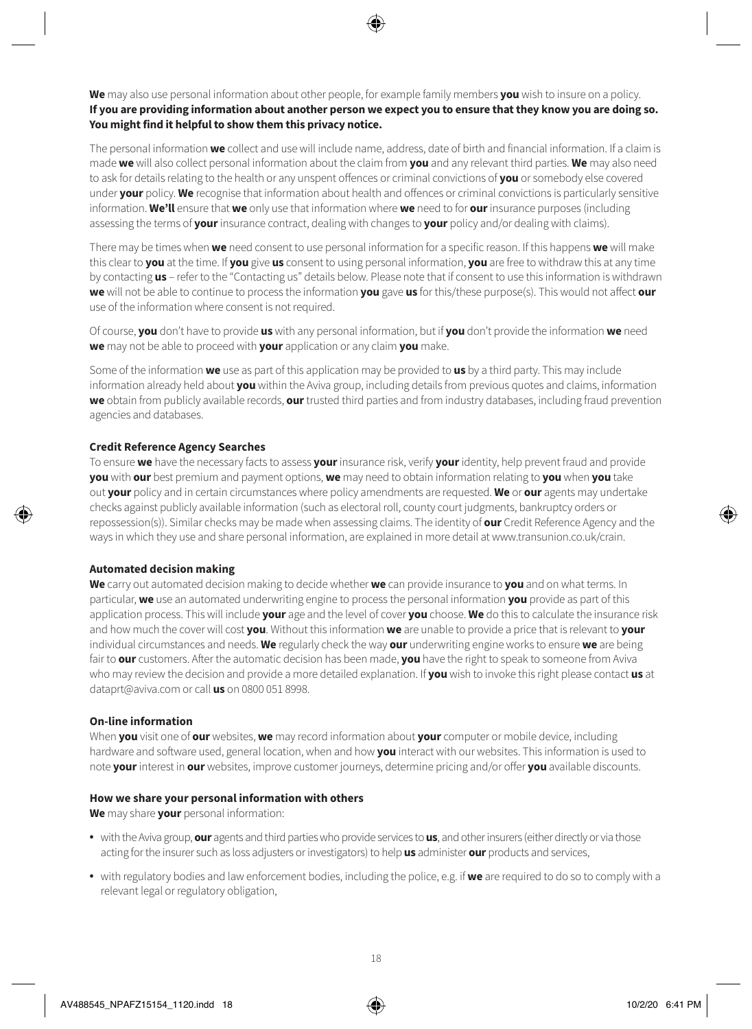**We** may also use personal information about other people, for example family members **you** wish to insure on a policy. **If you are providing information about another person we expect you to ensure that they know you are doing so. You might find it helpful to show them this privacy notice.**

The personal information **we** collect and use will include name, address, date of birth and financial information. If a claim is made **we** will also collect personal information about the claim from **you** and any relevant third parties. **We** may also need to ask for details relating to the health or any unspent offences or criminal convictions of **you** or somebody else covered under **your** policy. **We** recognise that information about health and offences or criminal convictions is particularly sensitive information. **We'll** ensure that **we** only use that information where **we** need to for **our** insurance purposes (including assessing the terms of **your** insurance contract, dealing with changes to **your** policy and/or dealing with claims).

There may be times when **we** need consent to use personal information for a specific reason. If this happens **we** will make this clear to **you** at the time. If **you** give **us** consent to using personal information, **you** are free to withdraw this at any time by contacting **us** – refer to the "Contacting us" details below. Please note that if consent to use this information is withdrawn **we** will not be able to continue to process the information **you** gave **us** for this/these purpose(s). This would not affect **our** use of the information where consent is not required.

Of course, **you** don't have to provide **us** with any personal information, but if **you** don't provide the information **we** need **we** may not be able to proceed with **your** application or any claim **you** make.

Some of the information **we** use as part of this application may be provided to **us** by a third party. This may include information already held about **you** within the Aviva group, including details from previous quotes and claims, information **we** obtain from publicly available records, **our** trusted third parties and from industry databases, including fraud prevention agencies and databases.

**Credit Reference Agency Searches**

To ensure **we** have the necessary facts to assess **your** insurance risk, verify **your** identity, help prevent fraud and provide **you** with **our** best premium and payment options, **we** may need to obtain information relating to **you** when **you** take out **your** policy and in certain circumstances where policy amendments are requested. **We** or **our** agents may undertake checks against publicly available information (such as electoral roll, county court judgments, bankruptcy orders or repossession(s)). Similar checks may be made when assessing claims. The identity of **our** Credit Reference Agency and the ways in which they use and share personal information, are explained in more detail at www.transunion.co.uk/crain.

**Automated decision making**

**We** carry out automated decision making to decide whether **we** can provide insurance to **you** and on what terms. In particular, **we** use an automated underwriting engine to process the personal information **you** provide as part of this application process. This will include **your** age and the level of cover **you** choose. **We** do this to calculate the insurance risk and how much the cover will cost **you**. Without this information **we** are unable to provide a price that is relevant to **your** individual circumstances and needs. **We** regularly check the way **our** underwriting engine works to ensure **we** are being fair to **our** customers. After the automatic decision has been made, **you** have the right to speak to someone from Aviva who may review the decision and provide a more detailed explanation. If **you** wish to invoke this right please contact **us** at dataprt@aviva.com or call **us** on 0800 051 8998.

**On-line information**

When **you** visit one of **our** websites, **we** may record information about **your** computer or mobile device, including hardware and software used, general location, when and how **you** interact with our websites. This information is used to note **your** interest in **our** websites, improve customer journeys, determine pricing and/or offer **you** available discounts.

**How we share your personal information with others**

**We** may share **your** personal information:

- with the Aviva group, **our** agents and third parties who provide services to **us**, and other insurers (either directly or via those acting for the insurer such as loss adjusters or investigators) to help **us** administer **our** products and services,
- with regulatory bodies and law enforcement bodies, including the police, e.g. if **we** are required to do so to comply with a relevant legal or regulatory obligation,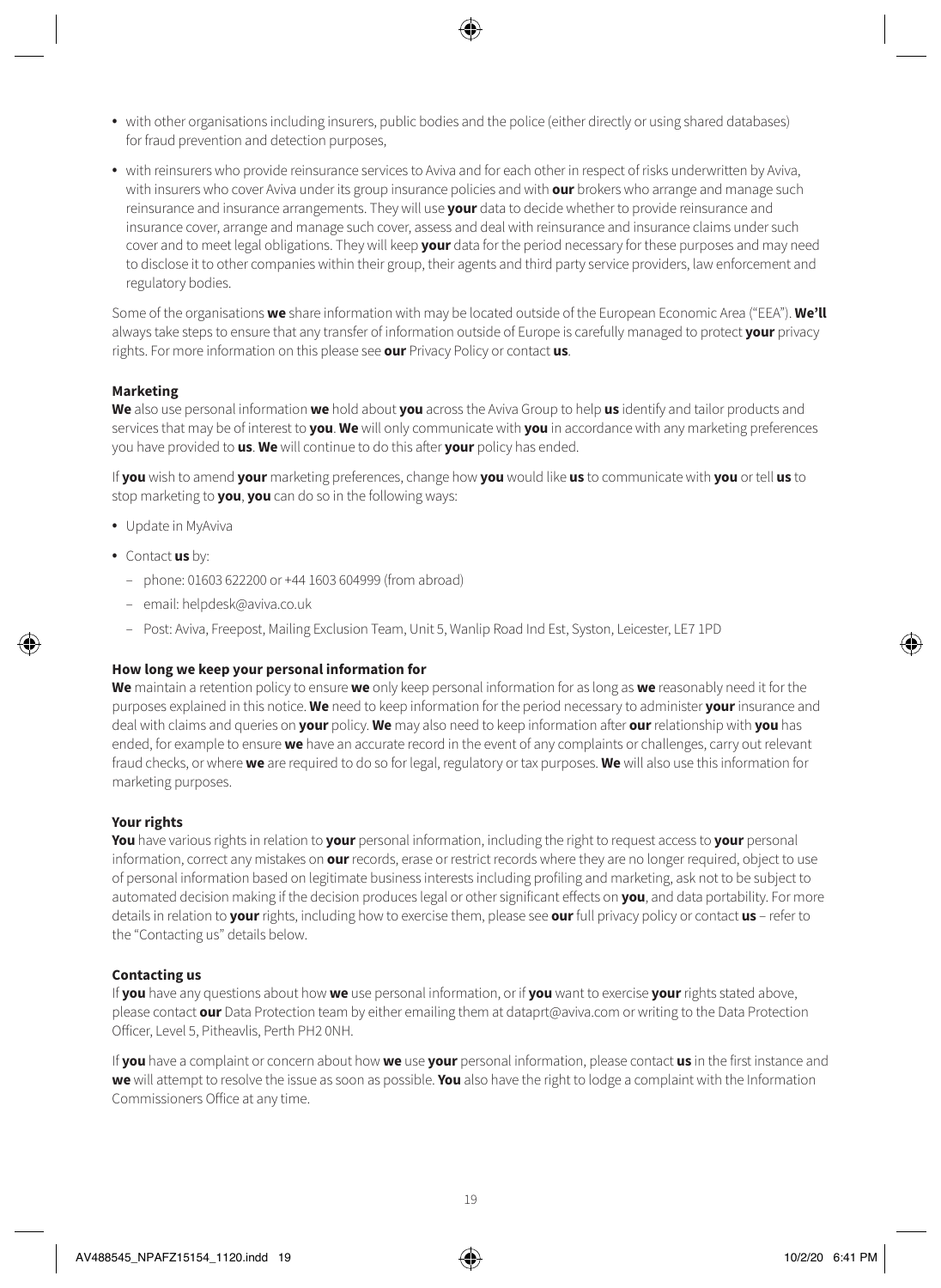- with other organisations including insurers, public bodies and the police (either directly or using shared databases) for fraud prevention and detection purposes,
- with reinsurers who provide reinsurance services to Aviva and for each other in respect of risks underwritten by Aviva, with insurers who cover Aviva under its group insurance policies and with **our** brokers who arrange and manage such reinsurance and insurance arrangements. They will use **your** data to decide whether to provide reinsurance and insurance cover, arrange and manage such cover, assess and deal with reinsurance and insurance claims under such cover and to meet legal obligations. They will keep **your** data for the period necessary for these purposes and may need to disclose it to other companies within their group, their agents and third party service providers, law enforcement and regulatory bodies.

Some of the organisations **we** share information with may be located outside of the European Economic Area ("EEA"). **We'll** always take steps to ensure that any transfer of information outside of Europe is carefully managed to protect **your** privacy rights. For more information on this please see **our** Privacy Policy or contact **us**.

**Marketing**

**We** also use personal information **we** hold about **you** across the Aviva Group to help **us** identify and tailor products and services that may be of interest to **you**. **We** will only communicate with **you** in accordance with any marketing preferences you have provided to **us**. **We** will continue to do this after **your** policy has ended.

If **you** wish to amend **your** marketing preferences, change how **you** would like **us** to communicate with **you** or tell **us** to stop marketing to **you**, **you** can do so in the following ways:

- Update in MyAviva
- Contact **us** by:
  - phone: 01603 622200 or +44 1603 604999 (from abroad)
  - email: helpdesk@aviva.co.uk
  - Post: Aviva, Freepost, Mailing Exclusion Team, Unit 5, Wanlip Road Ind Est, Syston, Leicester, LE7 1PD

**How long we keep your personal information for**

**We** maintain a retention policy to ensure **we** only keep personal information for as long as **we** reasonably need it for the purposes explained in this notice. **We** need to keep information for the period necessary to administer **your** insurance and deal with claims and queries on **your** policy. **We** may also need to keep information after **our** relationship with **you** has ended, for example to ensure **we** have an accurate record in the event of any complaints or challenges, carry out relevant fraud checks, or where **we** are required to do so for legal, regulatory or tax purposes. **We** will also use this information for marketing purposes.

**Your rights**

**You** have various rights in relation to **your** personal information, including the right to request access to **your** personal information, correct any mistakes on **our** records, erase or restrict records where they are no longer required, object to use of personal information based on legitimate business interests including profiling and marketing, ask not to be subject to automated decision making if the decision produces legal or other significant effects on **you**, and data portability. For more details in relation to **your** rights, including how to exercise them, please see **our** full privacy policy or contact **us** – refer to the "Contacting us" details below.

**Contacting us**

If **you** have any questions about how **we** use personal information, or if **you** want to exercise **your** rights stated above, please contact **our** Data Protection team by either emailing them at dataprt@aviva.com or writing to the Data Protection Officer, Level 5, Pitheavlis, Perth PH2 0NH.

If **you** have a complaint or concern about how **we** use **your** personal information, please contact **us** in the first instance and **we** will attempt to resolve the issue as soon as possible. **You** also have the right to lodge a complaint with the Information Commissioners Office at any time.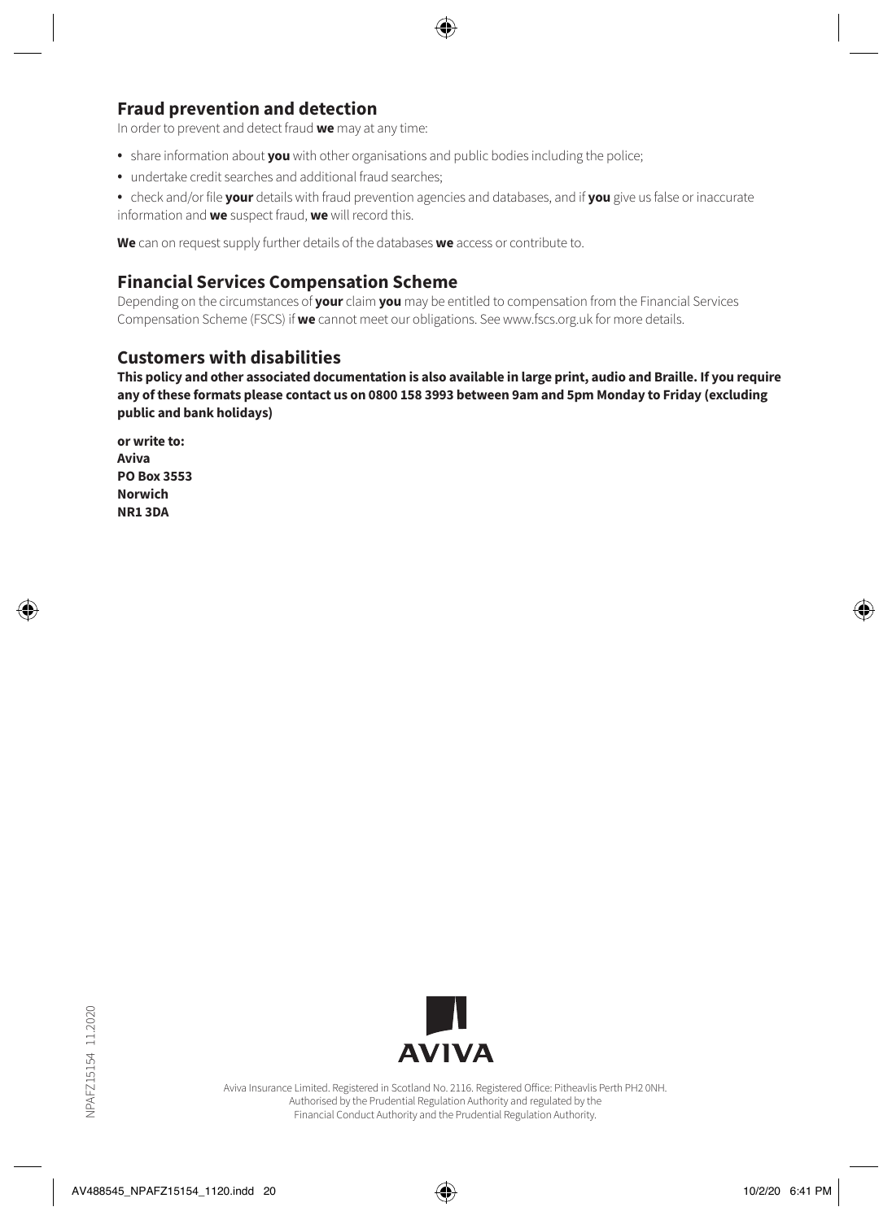## Fraud prevention and detection

In order to prevent and detect fraud **we** may at any time:

- share information about **you** with other organisations and public bodies including the police;
- undertake credit searches and additional fraud searches;
- check and/or file **your** details with fraud prevention agencies and databases, and if **you** give us false or inaccurate information and **we** suspect fraud, **we** will record this.

**We** can on request supply further details of the databases **we** access or contribute to.

## Financial Services Compensation Scheme

Depending on the circumstances of **your** claim **you** may be entitled to compensation from the Financial Services Compensation Scheme (FSCS) if **we** cannot meet our obligations. See www.fscs.org.uk for more details.

## Customers with disabilities

**This policy and other associated documentation is also available in large print, audio and Braille. If you require any of these formats please contact us on 0800 158 3993 between 9am and 5pm Monday to Friday (excluding public and bank holidays)**

**or write to:**
**Aviva**
**PO Box 3553**
**Norwich**
**NR1 3DA**

NPAFZ15154 11.2020

AVIVA

Aviva Insurance Limited. Registered in Scotland No. 2116. Registered Office: Pitheavlis Perth PH2 0NH.
Authorised by the Prudential Regulation Authority and regulated by the
Financial Conduct Authority and the Prudential Regulation Authority.